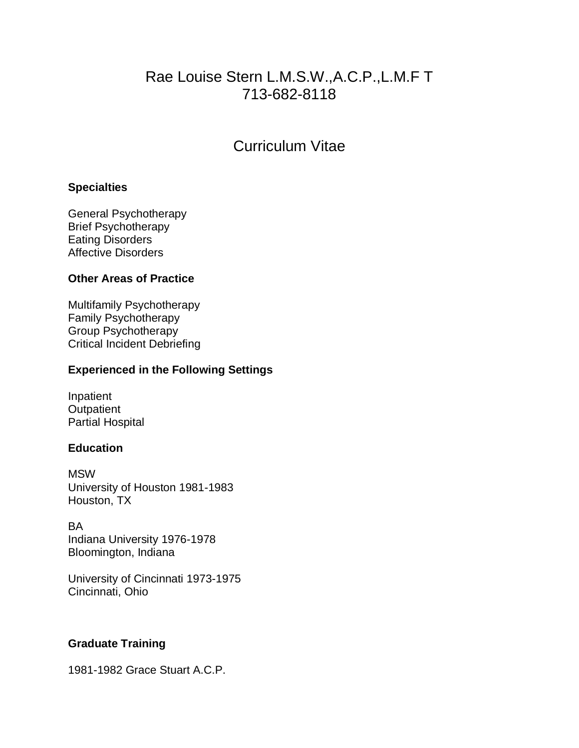# Rae Louise Stern L.M.S.W.,A.C.P.,L.M.F T

713-682-8118

## Curriculum Vitae

### Specialties

General Psychotherapy
Brief Psychotherapy
Eating Disorders
Affective Disorders

### Other Areas of Practice

Multifamily Psychotherapy
Family Psychotherapy
Group Psychotherapy
Critical Incident Debriefing

### Experienced in the Following Settings

Inpatient
Outpatient
Partial Hospital

### Education

MSW
University of Houston 1981-1983
Houston, TX

BA
Indiana University 1976-1978
Bloomington, Indiana

University of Cincinnati 1973-1975
Cincinnati, Ohio

### Graduate Training

1981-1982 Grace Stuart A.C.P.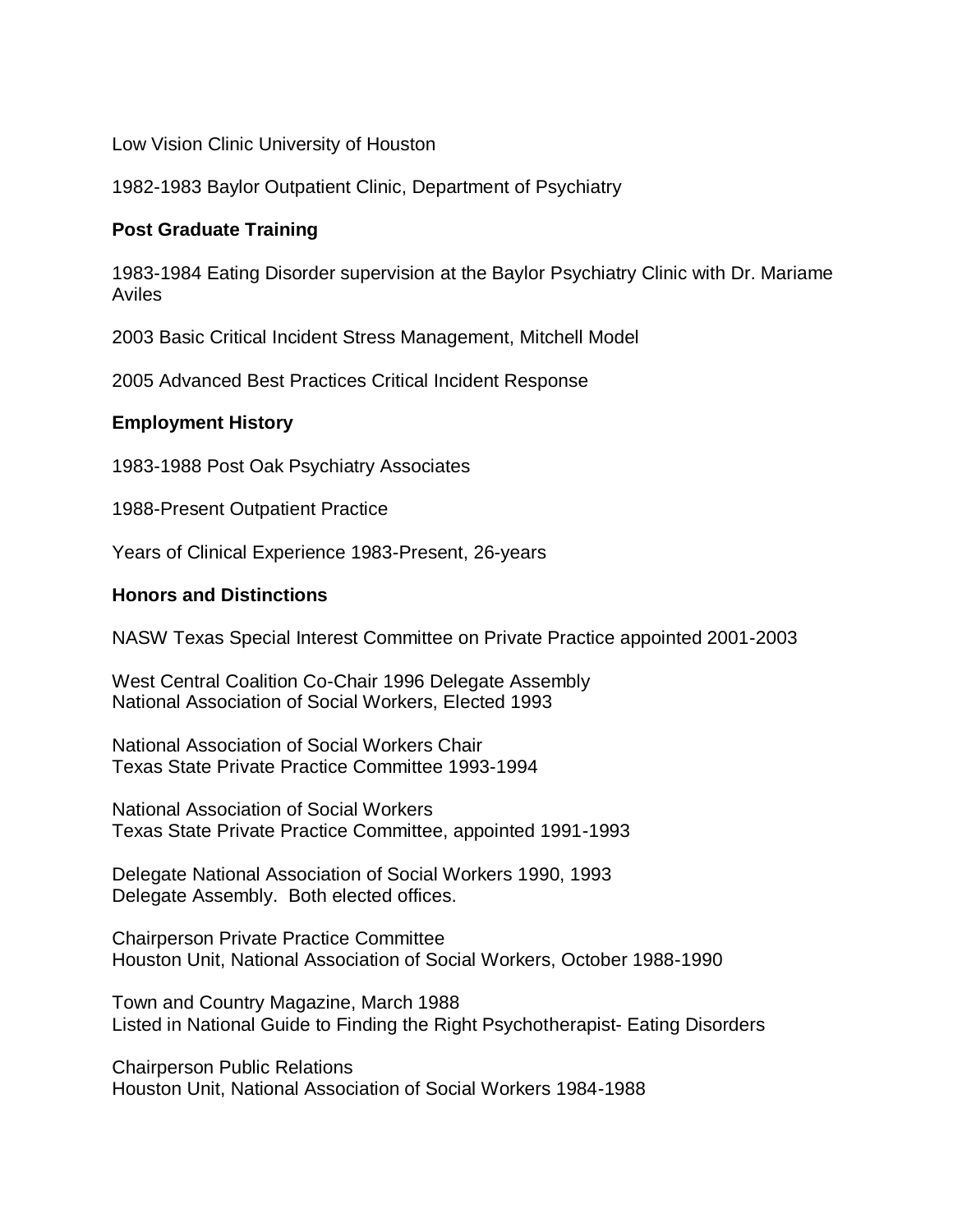Low Vision Clinic University of Houston

1982-1983 Baylor Outpatient Clinic, Department of Psychiatry

**Post Graduate Training**

1983-1984 Eating Disorder supervision at the Baylor Psychiatry Clinic with Dr. Mariame Aviles

2003 Basic Critical Incident Stress Management, Mitchell Model

2005 Advanced Best Practices Critical Incident Response

**Employment History**

1983-1988 Post Oak Psychiatry Associates

1988-Present Outpatient Practice

Years of Clinical Experience 1983-Present, 26-years

**Honors and Distinctions**

NASW Texas Special Interest Committee on Private Practice appointed 2001-2003

West Central Coalition Co-Chair 1996 Delegate Assembly
National Association of Social Workers, Elected 1993

National Association of Social Workers Chair
Texas State Private Practice Committee 1993-1994

National Association of Social Workers
Texas State Private Practice Committee, appointed 1991-1993

Delegate National Association of Social Workers 1990, 1993
Delegate Assembly. Both elected offices.

Chairperson Private Practice Committee
Houston Unit, National Association of Social Workers, October 1988-1990

Town and Country Magazine, March 1988
Listed in National Guide to Finding the Right Psychotherapist- Eating Disorders

Chairperson Public Relations
Houston Unit, National Association of Social Workers 1984-1988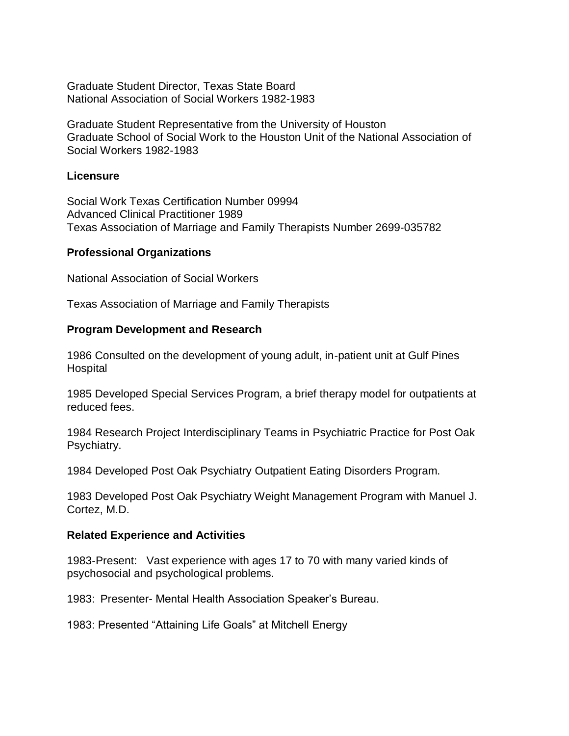Graduate Student Director, Texas State Board
National Association of Social Workers 1982-1983

Graduate Student Representative from the University of Houston
Graduate School of Social Work to the Houston Unit of the National Association of Social Workers 1982-1983

### Licensure

Social Work Texas Certification Number 09994
Advanced Clinical Practitioner 1989
Texas Association of Marriage and Family Therapists Number 2699-035782

### Professional Organizations

National Association of Social Workers

Texas Association of Marriage and Family Therapists

### Program Development and Research

1986 Consulted on the development of young adult, in-patient unit at Gulf Pines Hospital

1985 Developed Special Services Program, a brief therapy model for outpatients at reduced fees.

1984 Research Project Interdisciplinary Teams in Psychiatric Practice for Post Oak Psychiatry.

1984 Developed Post Oak Psychiatry Outpatient Eating Disorders Program.

1983 Developed Post Oak Psychiatry Weight Management Program with Manuel J. Cortez, M.D.

### Related Experience and Activities

1983-Present: Vast experience with ages 17 to 70 with many varied kinds of psychosocial and psychological problems.

1983: Presenter- Mental Health Association Speaker's Bureau.

1983: Presented "Attaining Life Goals" at Mitchell Energy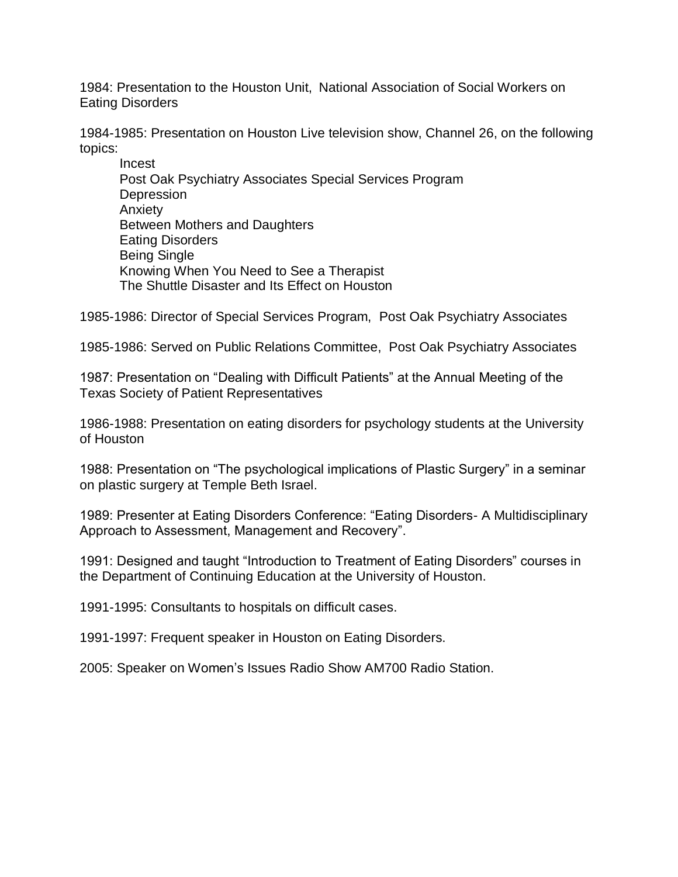1984: Presentation to the Houston Unit, National Association of Social Workers on Eating Disorders

1984-1985: Presentation on Houston Live television show, Channel 26, on the following topics:

- Incest
- Post Oak Psychiatry Associates Special Services Program
- Depression
- Anxiety
- Between Mothers and Daughters
- Eating Disorders
- Being Single
- Knowing When You Need to See a Therapist
- The Shuttle Disaster and Its Effect on Houston

1985-1986: Director of Special Services Program, Post Oak Psychiatry Associates

1985-1986: Served on Public Relations Committee, Post Oak Psychiatry Associates

1987: Presentation on "Dealing with Difficult Patients" at the Annual Meeting of the Texas Society of Patient Representatives

1986-1988: Presentation on eating disorders for psychology students at the University of Houston

1988: Presentation on "The psychological implications of Plastic Surgery" in a seminar on plastic surgery at Temple Beth Israel.

1989: Presenter at Eating Disorders Conference: "Eating Disorders- A Multidisciplinary Approach to Assessment, Management and Recovery".

1991: Designed and taught "Introduction to Treatment of Eating Disorders" courses in the Department of Continuing Education at the University of Houston.

1991-1995: Consultants to hospitals on difficult cases.

1991-1997: Frequent speaker in Houston on Eating Disorders.

2005: Speaker on Women's Issues Radio Show AM700 Radio Station.